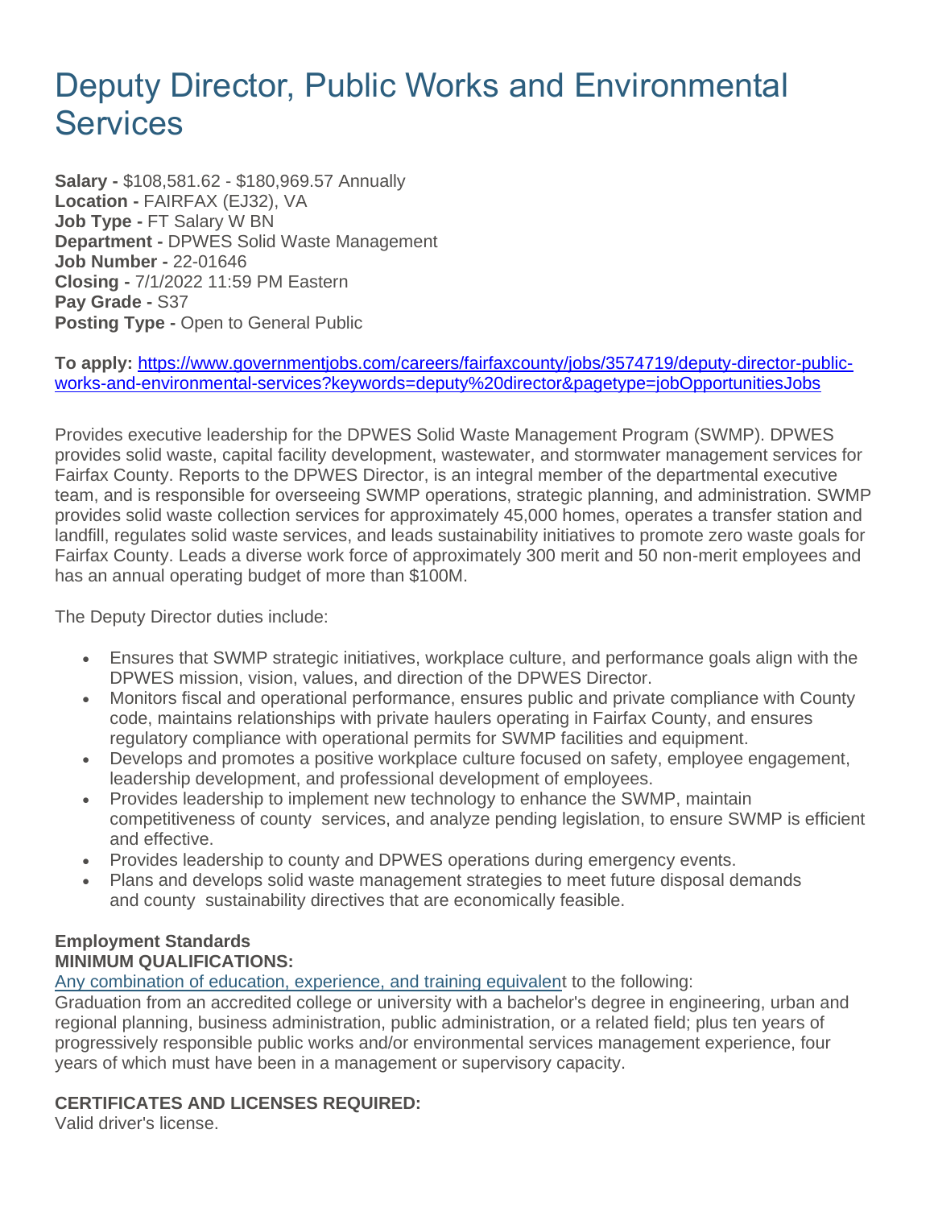# Deputy Director, Public Works and Environmental Services

**Salary -** $108,581.62 - $180,969.57 Annually
**Location -** FAIRFAX (EJ32), VA
**Job Type -** FT Salary W BN
**Department -** DPWES Solid Waste Management
**Job Number -** 22-01646
**Closing -** 7/1/2022 11:59 PM Eastern
**Pay Grade -** S37
**Posting Type -** Open to General Public

**To apply:** [https://www.governmentjobs.com/careers/fairfaxcounty/jobs/3574719/deputy-director-public-works-and-environmental-services?keywords=deputy%20director&pagetype=jobOpportunitiesJobs](https://www.governmentjobs.com/careers/fairfaxcounty/jobs/3574719/deputy-director-public-works-and-environmental-services?keywords=deputy%20director&pagetype=jobOpportunitiesJobs)

Provides executive leadership for the DPWES Solid Waste Management Program (SWMP). DPWES provides solid waste, capital facility development, wastewater, and stormwater management services for Fairfax County. Reports to the DPWES Director, is an integral member of the departmental executive team, and is responsible for overseeing SWMP operations, strategic planning, and administration. SWMP provides solid waste collection services for approximately 45,000 homes, operates a transfer station and landfill, regulates solid waste services, and leads sustainability initiatives to promote zero waste goals for Fairfax County. Leads a diverse work force of approximately 300 merit and 50 non-merit employees and has an annual operating budget of more than $100M.

The Deputy Director duties include:

- Ensures that SWMP strategic initiatives, workplace culture, and performance goals align with the DPWES mission, vision, values, and direction of the DPWES Director.
- Monitors fiscal and operational performance, ensures public and private compliance with County code, maintains relationships with private haulers operating in Fairfax County, and ensures regulatory compliance with operational permits for SWMP facilities and equipment.
- Develops and promotes a positive workplace culture focused on safety, employee engagement, leadership development, and professional development of employees.
- Provides leadership to implement new technology to enhance the SWMP, maintain competitiveness of county services, and analyze pending legislation, to ensure SWMP is efficient and effective.
- Provides leadership to county and DPWES operations during emergency events.
- Plans and develops solid waste management strategies to meet future disposal demands and county sustainability directives that are economically feasible.

**Employment Standards**
**MINIMUM QUALIFICATIONS:**
Any combination of education, experience, and training equivalent to the following:
Graduation from an accredited college or university with a bachelor's degree in engineering, urban and regional planning, business administration, public administration, or a related field; plus ten years of progressively responsible public works and/or environmental services management experience, four years of which must have been in a management or supervisory capacity.

**CERTIFICATES AND LICENSES REQUIRED:**
Valid driver's license.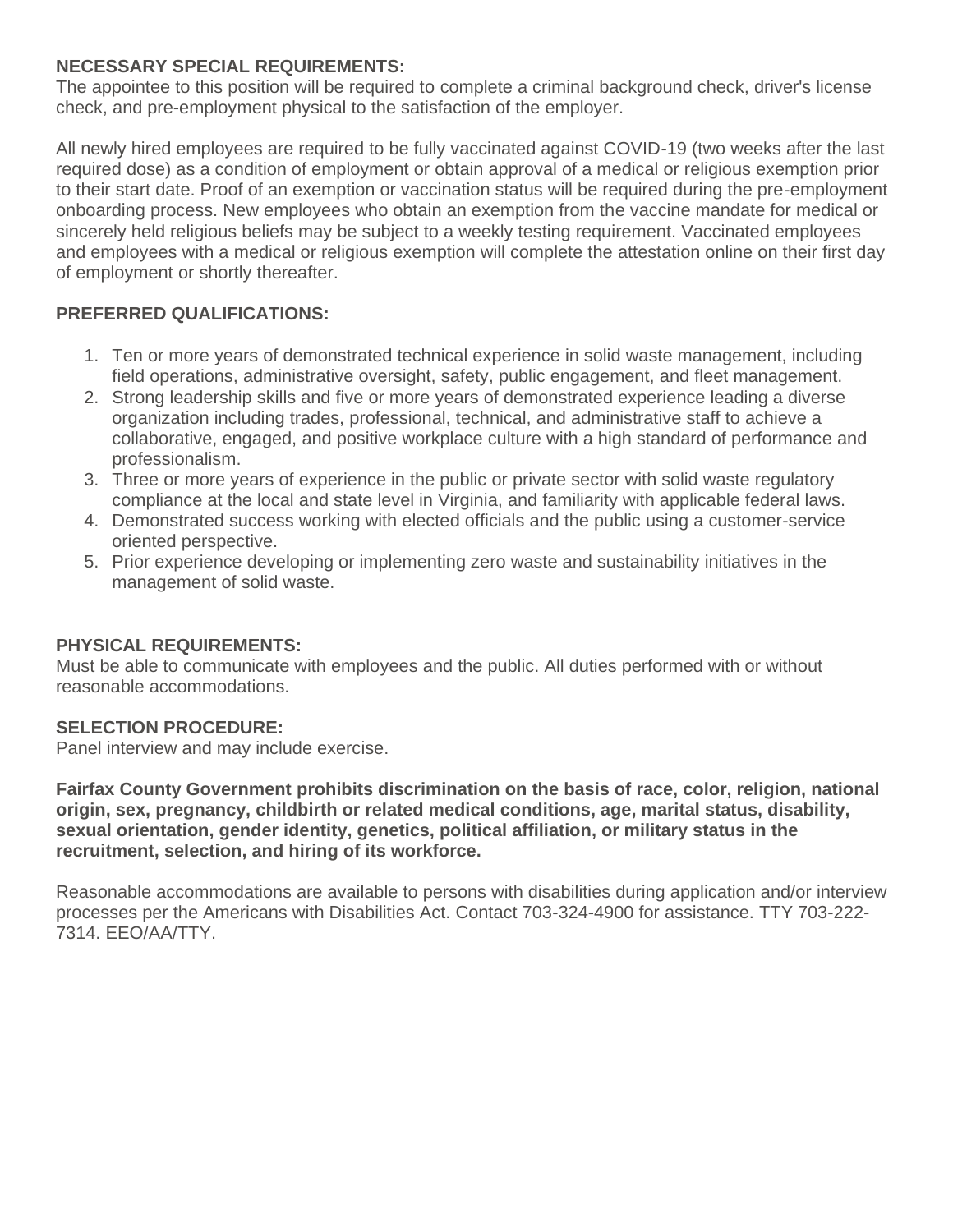**NECESSARY SPECIAL REQUIREMENTS:**
The appointee to this position will be required to complete a criminal background check, driver's license check, and pre-employment physical to the satisfaction of the employer.

All newly hired employees are required to be fully vaccinated against COVID-19 (two weeks after the last required dose) as a condition of employment or obtain approval of a medical or religious exemption prior to their start date. Proof of an exemption or vaccination status will be required during the pre-employment onboarding process. New employees who obtain an exemption from the vaccine mandate for medical or sincerely held religious beliefs may be subject to a weekly testing requirement. Vaccinated employees and employees with a medical or religious exemption will complete the attestation online on their first day of employment or shortly thereafter.

**PREFERRED QUALIFICATIONS:**

1. Ten or more years of demonstrated technical experience in solid waste management, including field operations, administrative oversight, safety, public engagement, and fleet management.
2. Strong leadership skills and five or more years of demonstrated experience leading a diverse organization including trades, professional, technical, and administrative staff to achieve a collaborative, engaged, and positive workplace culture with a high standard of performance and professionalism.
3. Three or more years of experience in the public or private sector with solid waste regulatory compliance at the local and state level in Virginia, and familiarity with applicable federal laws.
4. Demonstrated success working with elected officials and the public using a customer-service oriented perspective.
5. Prior experience developing or implementing zero waste and sustainability initiatives in the management of solid waste.

**PHYSICAL REQUIREMENTS:**
Must be able to communicate with employees and the public. All duties performed with or without reasonable accommodations.

**SELECTION PROCEDURE:**
Panel interview and may include exercise.

**Fairfax County Government prohibits discrimination on the basis of race, color, religion, national origin, sex, pregnancy, childbirth or related medical conditions, age, marital status, disability, sexual orientation, gender identity, genetics, political affiliation, or military status in the recruitment, selection, and hiring of its workforce.**

Reasonable accommodations are available to persons with disabilities during application and/or interview processes per the Americans with Disabilities Act. Contact 703-324-4900 for assistance. TTY 703-222-7314. EEO/AA/TTY.